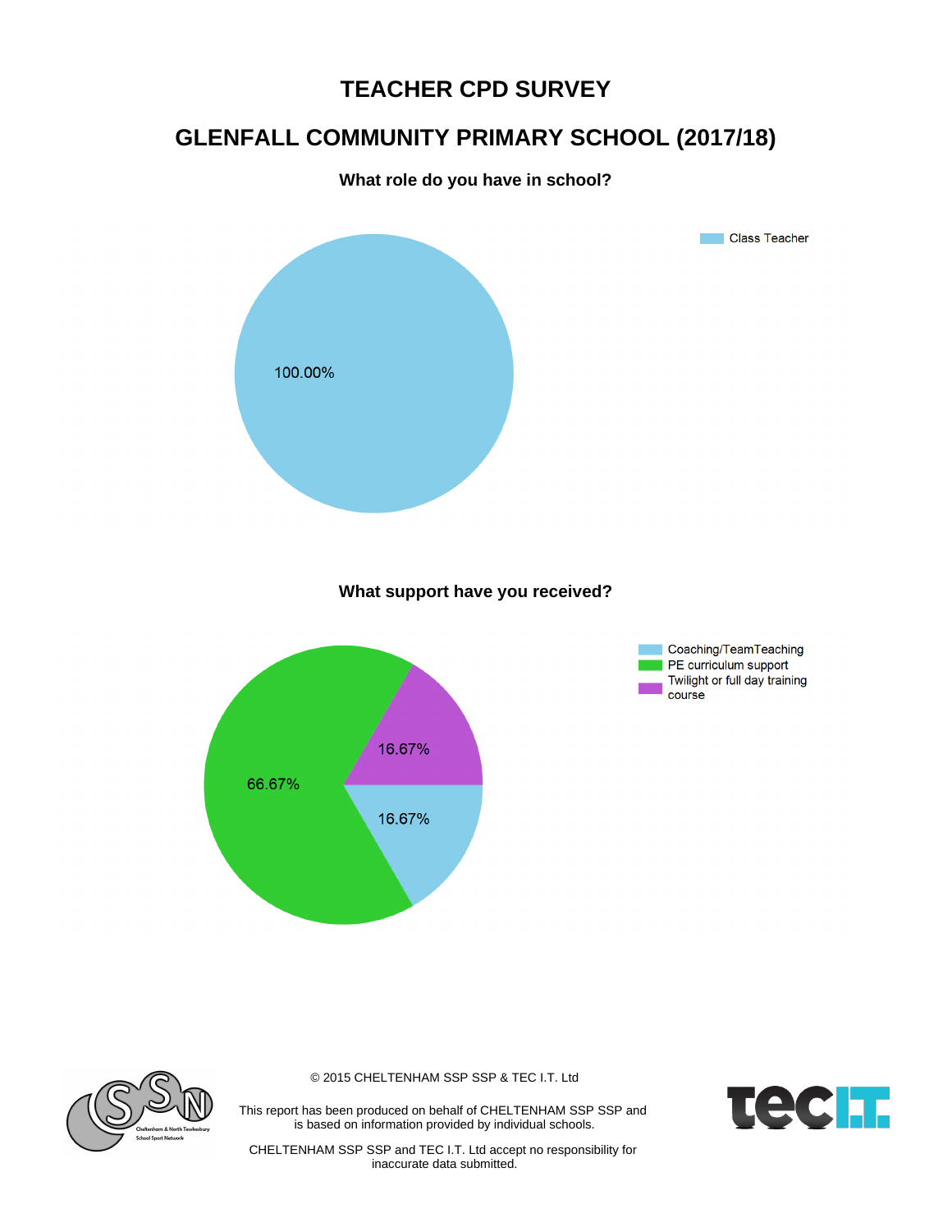# TEACHER CPD SURVEY

# GLENFALL COMMUNITY PRIMARY SCHOOL (2017/18)

### What role do you have in school?

Class Teacher

100.00%

### What support have you received?

Coaching/TeamTeaching
PE curriculum support
Twilight or full day training course

16.67%
66.67%
16.67%

© 2015 CHELTENHAM SSP SSP & TEC I.T. Ltd

This report has been produced on behalf of CHELTENHAM SSP SSP and is based on information provided by individual schools.

CHELTENHAM SSP SSP and TEC I.T. Ltd accept no responsibility for inaccurate data submitted.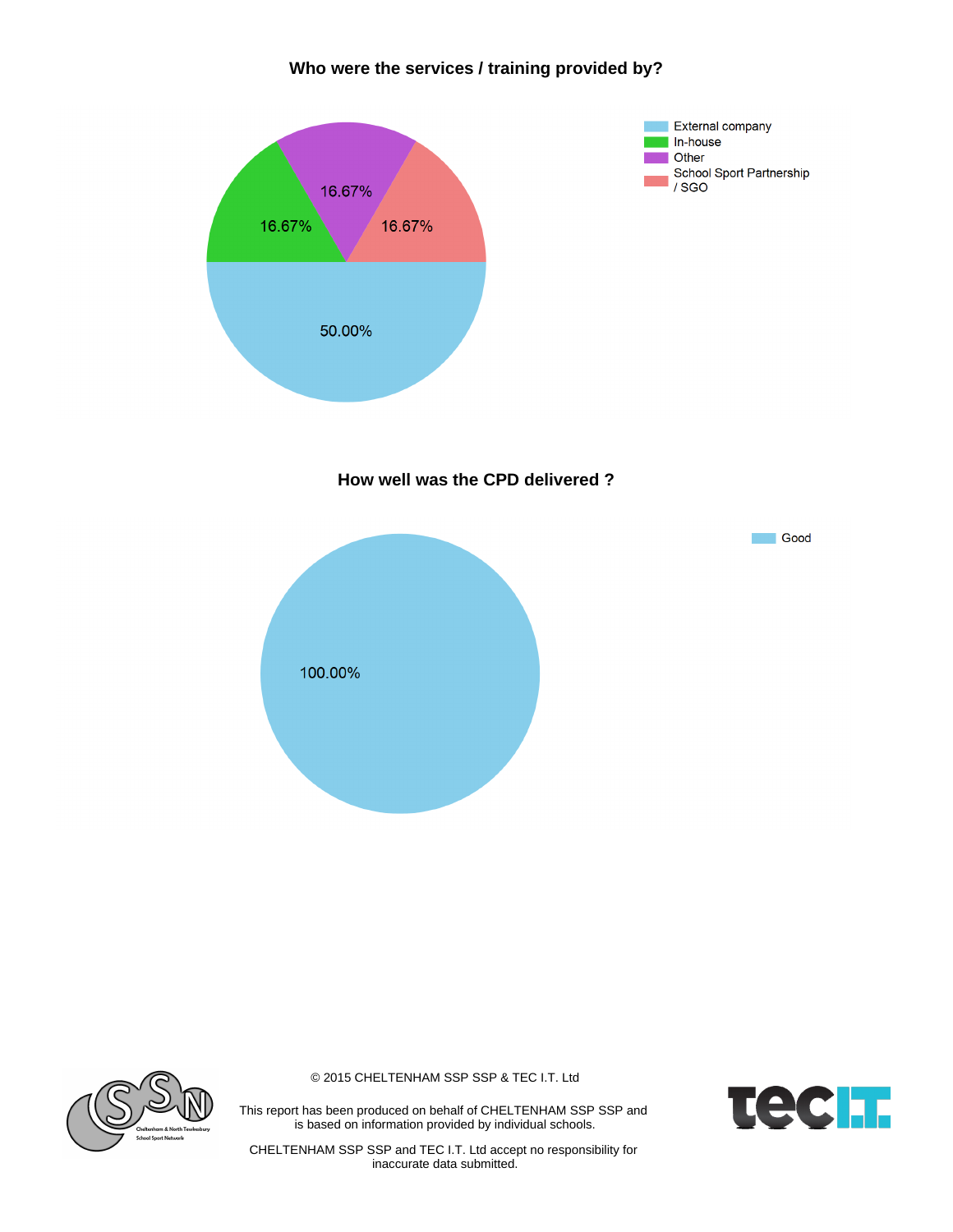## Who were the services / training provided by?

External company
In-house
Other
School Sport Partnership / SGO

16.67%
16.67%
16.67%
50.00%

## How well was the CPD delivered ?

Good

100.00%

© 2015 CHELTENHAM SSP SSP & TEC I.T. Ltd

This report has been produced on behalf of CHELTENHAM SSP SSP and is based on information provided by individual schools.

CHELTENHAM SSP SSP and TEC I.T. Ltd accept no responsibility for inaccurate data submitted.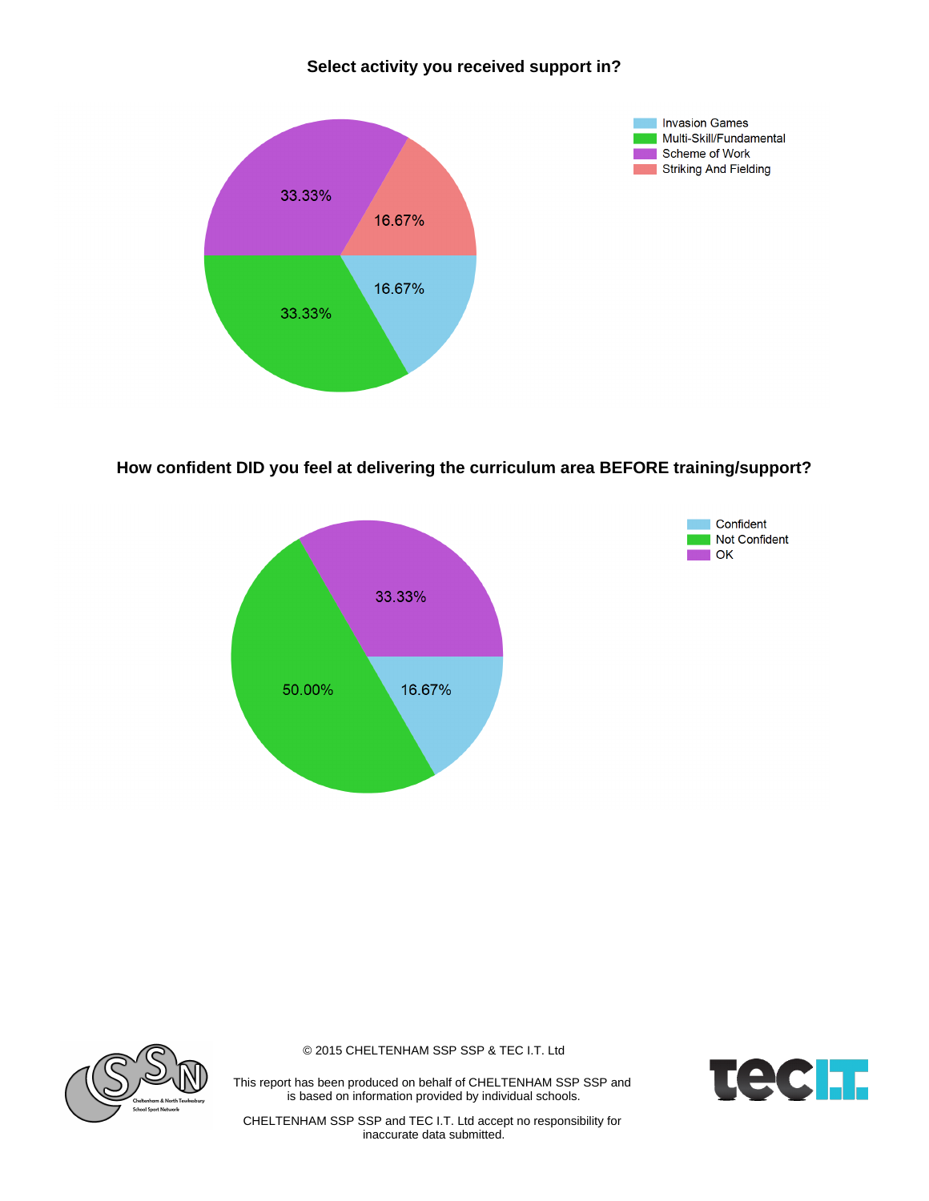## Select activity you received support in?

Invasion Games
Multi-Skill/Fundamental
Scheme of Work
Striking And Fielding

33.33%
16.67%
16.67%
33.33%

## How confident DID you feel at delivering the curriculum area BEFORE training/support?

Confident
Not Confident
OK

33.33%
50.00%
16.67%

© 2015 CHELTENHAM SSP SSP & TEC I.T. Ltd

This report has been produced on behalf of CHELTENHAM SSP SSP and is based on information provided by individual schools.

CHELTENHAM SSP SSP and TEC I.T. Ltd accept no responsibility for inaccurate data submitted.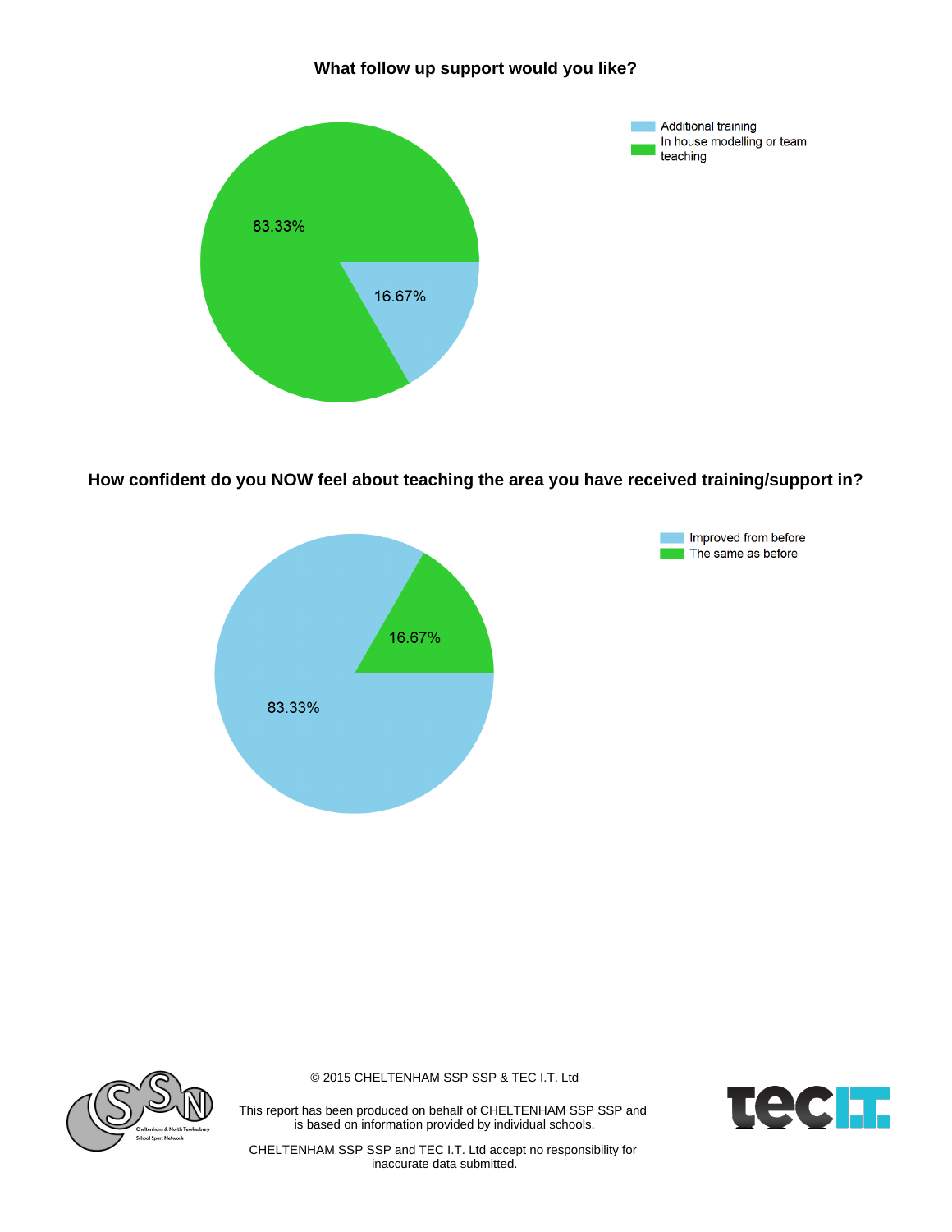## What follow up support would you like?

Additional training

In house modelling or team teaching

83.33%

16.67%

## How confident do you NOW feel about teaching the area you have received training/support in?

Improved from before

The same as before

16.67%

83.33%

© 2015 CHELTENHAM SSP SSP & TEC I.T. Ltd

This report has been produced on behalf of CHELTENHAM SSP SSP and is based on information provided by individual schools.

CHELTENHAM SSP SSP and TEC I.T. Ltd accept no responsibility for inaccurate data submitted.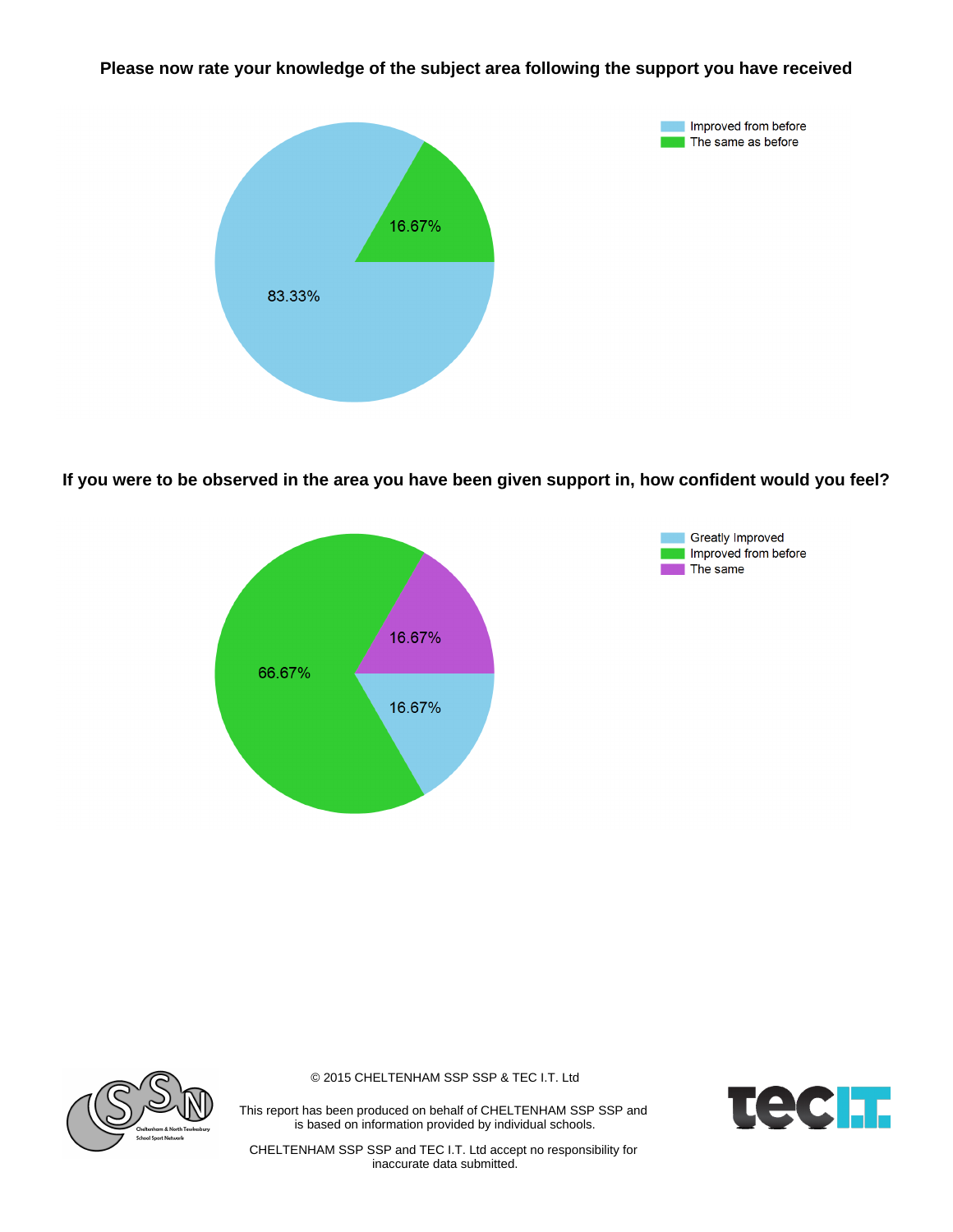## Please now rate your knowledge of the subject area following the support you have received

- Improved from before
- The same as before

83.33%

16.67%

## If you were to be observed in the area you have been given support in, how confident would you feel?

- Greatly Improved
- Improved from before
- The same

66.67%

16.67%

16.67%

© 2015 CHELTENHAM SSP SSP & TEC I.T. Ltd

This report has been produced on behalf of CHELTENHAM SSP SSP and is based on information provided by individual schools.

CHELTENHAM SSP SSP and TEC I.T. Ltd accept no responsibility for inaccurate data submitted.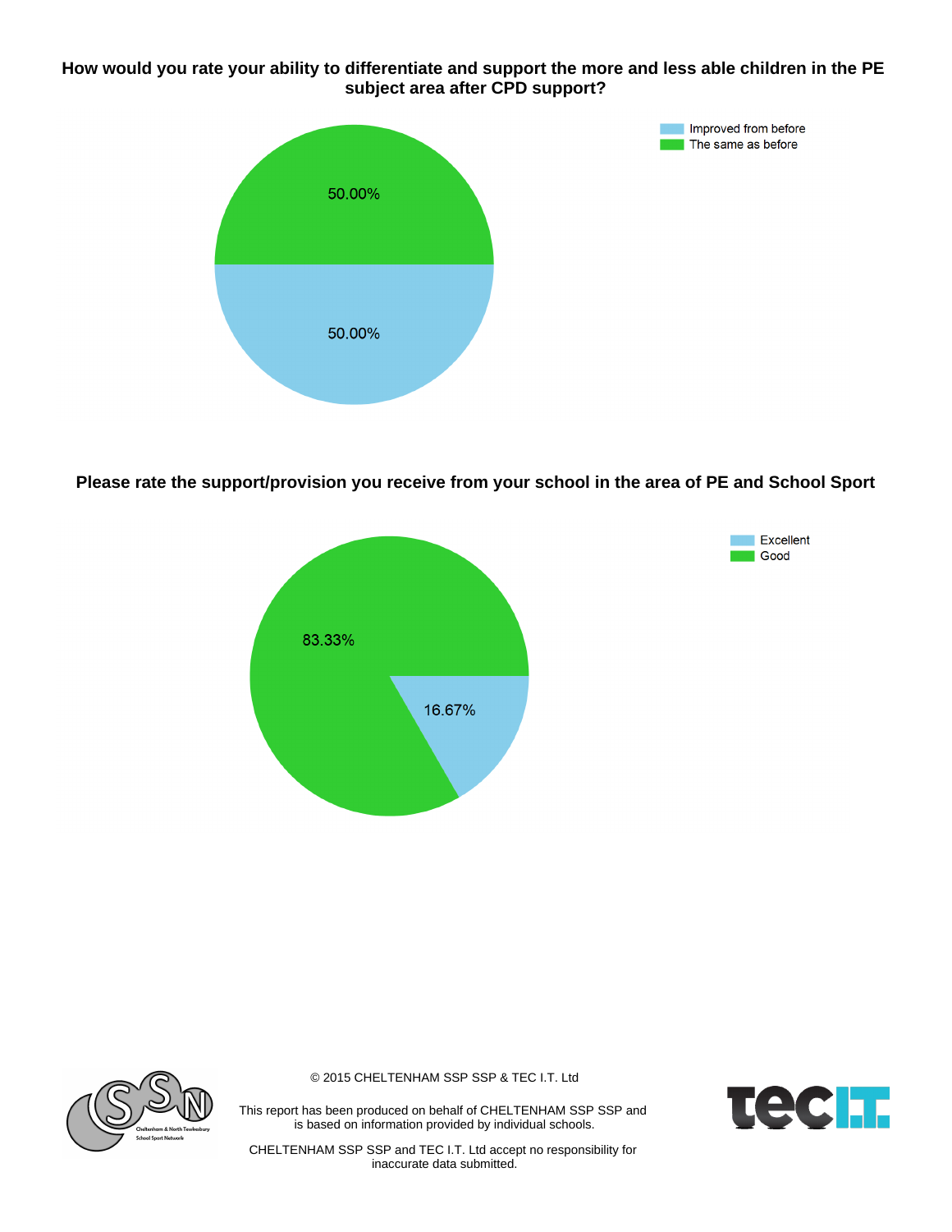**How would you rate your ability to differentiate and support the more and less able children in the PE subject area after CPD support?**

Improved from before
The same as before

50.00%
50.00%

**Please rate the support/provision you receive from your school in the area of PE and School Sport**

Excellent
Good

83.33%
16.67%

© 2015 CHELTENHAM SSP SSP & TEC I.T. Ltd

This report has been produced on behalf of CHELTENHAM SSP SSP and is based on information provided by individual schools.

CHELTENHAM SSP SSP and TEC I.T. Ltd accept no responsibility for inaccurate data submitted.